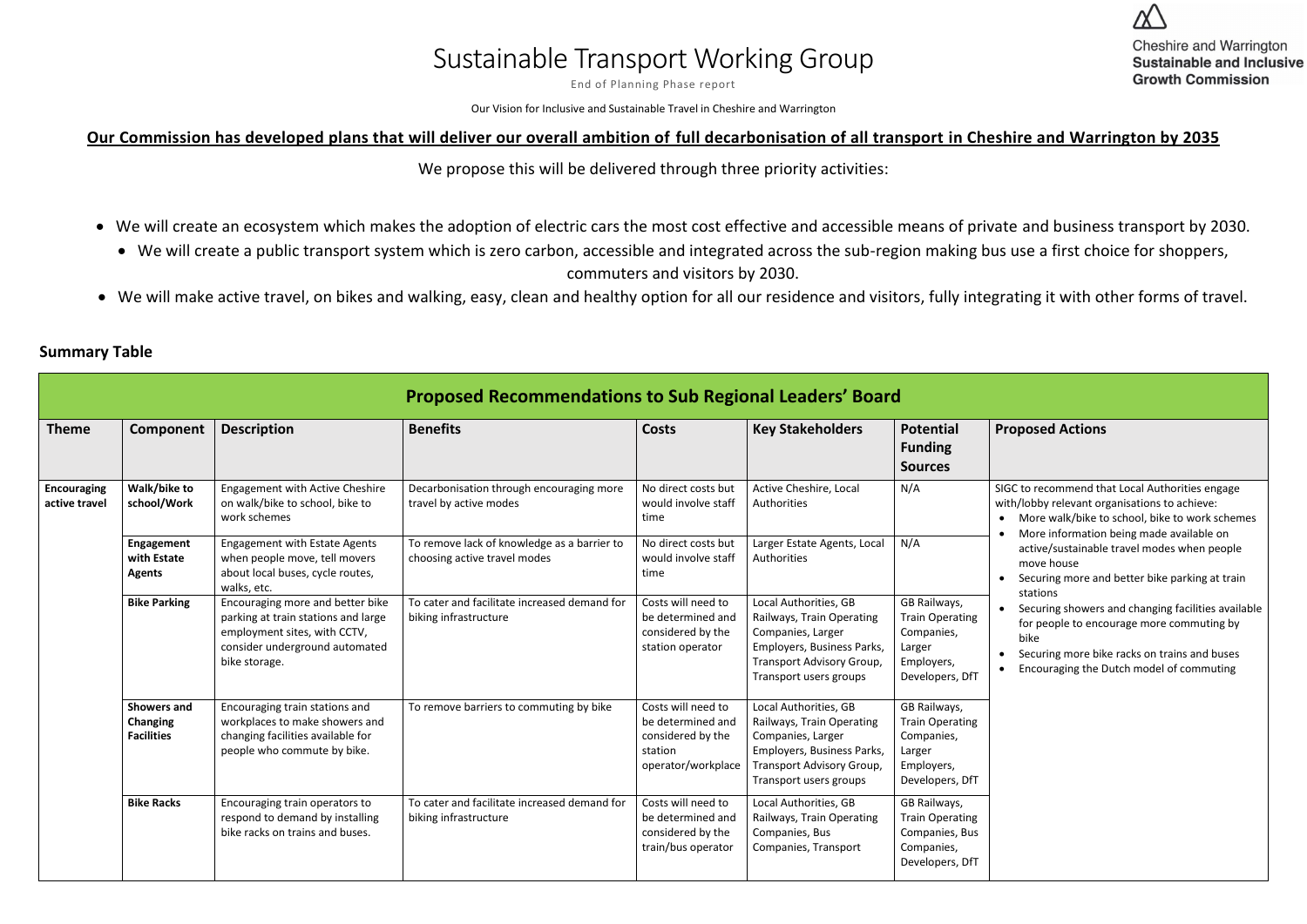# Sustainable Transport Working Group

End of Planning Phase report

Our Vision for Inclusive and Sustainable Travel in Cheshire and Warrington

Cheshire and Warrington **Sustainable and Inclusive Growth Commission**

**Our Commission has developed plans that will deliver our overall ambition of full decarbonisation of all transport in Cheshire and Warrington by 2035**

We propose this will be delivered through three priority activities:

- We will create an ecosystem which makes the adoption of electric cars the most cost effective and accessible means of private and business transport by 2030.
- We will create a public transport system which is zero carbon, accessible and integrated across the sub-region making bus use a first choice for shoppers, commuters and visitors by 2030.
- We will make active travel, on bikes and walking, easy, clean and healthy option for all our residence and visitors, fully integrating it with other forms of travel.

## Summary Table

| Proposed Recommendations to Sub Regional Leaders' Board | | | | | | | |
|---|---|---|---|---|---|---|---|
| **Theme** | **Component** | **Description** | **Benefits** | **Costs** | **Key Stakeholders** | **Potential Funding Sources** | **Proposed Actions** |
| **Encouraging active travel** | **Walk/bike to school/Work** | Engagement with Active Cheshire on walk/bike to school, bike to work schemes | Decarbonisation through encouraging more travel by active modes | No direct costs but would involve staff time | Active Cheshire, Local Authorities | N/A | SIGC to recommend that Local Authorities engage with/lobby relevant organisations to achieve:<br>• More walk/bike to school, bike to work schemes<br>• More information being made available on active/sustainable travel modes when people move house<br>• Securing more and better bike parking at train stations<br>• Securing showers and changing facilities available for people to encourage more commuting by bike<br>• Securing more bike racks on trains and buses<br>• Encouraging the Dutch model of commuting |
| | **Engagement with Estate Agents** | Engagement with Estate Agents when people move, tell movers about local buses, cycle routes, walks, etc. | To remove lack of knowledge as a barrier to choosing active travel modes | No direct costs but would involve staff time | Larger Estate Agents, Local Authorities | N/A | |
| | **Bike Parking** | Encouraging more and better bike parking at train stations and large employment sites, with CCTV, consider underground automated bike storage. | To cater and facilitate increased demand for biking infrastructure | Costs will need to be determined and considered by the station operator | Local Authorities, GB Railways, Train Operating Companies, Larger Employers, Business Parks, Transport Advisory Group, Transport users groups | GB Railways, Train Operating Companies, Larger Employers, Developers, DfT | |
| | **Showers and Changing Facilities** | Encouraging train stations and workplaces to make showers and changing facilities available for people who commute by bike. | To remove barriers to commuting by bike | Costs will need to be determined and considered by the station operator/workplace | Local Authorities, GB Railways, Train Operating Companies, Larger Employers, Business Parks, Transport Advisory Group, Transport users groups | GB Railways, Train Operating Companies, Larger Employers, Developers, DfT | |
| | **Bike Racks** | Encouraging train operators to respond to demand by installing bike racks on trains and buses. | To cater and facilitate increased demand for biking infrastructure | Costs will need to be determined and considered by the train/bus operator | Local Authorities, GB Railways, Train Operating Companies, Bus Companies, Transport | GB Railways, Train Operating Companies, Bus Companies, Developers, DfT | |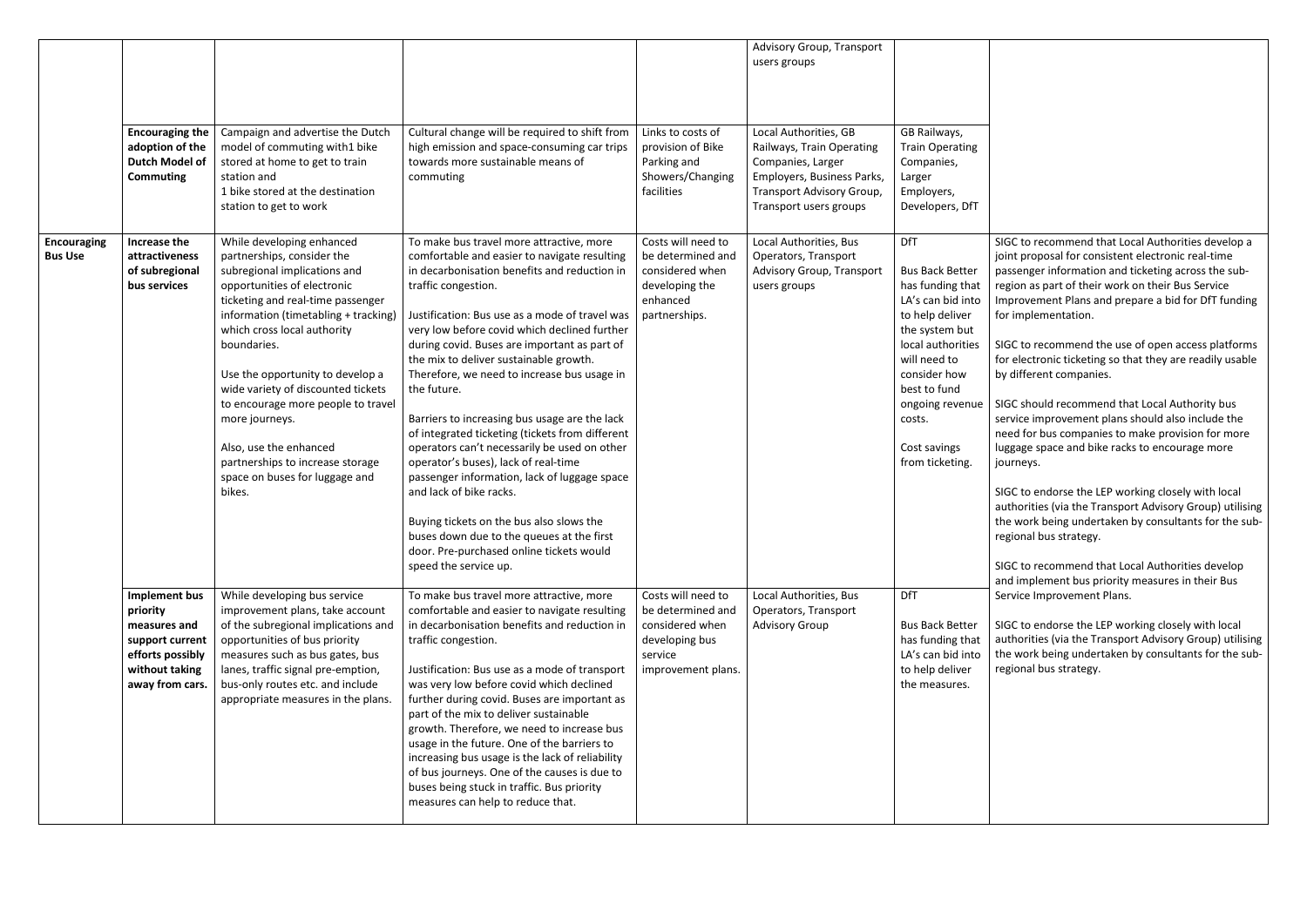|  |  |  |  |  | Advisory Group, Transport users groups |  |  |
|---|---|---|---|---|---|---|---|
|  | **Encouraging the adoption of the Dutch Model of Commuting** | Campaign and advertise the Dutch model of commuting with1 bike stored at home to get to train station and<br>1 bike stored at the destination station to get to work | Cultural change will be required to shift from high emission and space-consuming car trips towards more sustainable means of commuting | Links to costs of provision of Bike Parking and Showers/Changing facilities | Local Authorities, GB Railways, Train Operating Companies, Larger Employers, Business Parks, Transport Advisory Group, Transport users groups | GB Railways, Train Operating Companies, Larger Employers, Developers, DfT |  |
| **Encouraging Bus Use** | **Increase the attractiveness of subregional bus services** | While developing enhanced partnerships, consider the subregional implications and opportunities of electronic ticketing and real-time passenger information (timetabling + tracking) which cross local authority boundaries.<br><br>Use the opportunity to develop a wide variety of discounted tickets to encourage more people to travel more journeys.<br><br>Also, use the enhanced partnerships to increase storage space on buses for luggage and bikes. | To make bus travel more attractive, more comfortable and easier to navigate resulting in decarbonisation benefits and reduction in traffic congestion.<br><br>Justification: Bus use as a mode of travel was very low before covid which declined further during covid. Buses are important as part of the mix to deliver sustainable growth. Therefore, we need to increase bus usage in the future.<br><br>Barriers to increasing bus usage are the lack of integrated ticketing (tickets from different operators can't necessarily be used on other operator's buses), lack of real-time passenger information, lack of luggage space and lack of bike racks.<br><br>Buying tickets on the bus also slows the buses down due to the queues at the first door. Pre-purchased online tickets would speed the service up. | Costs will need to be determined and considered when developing the enhanced partnerships. | Local Authorities, Bus Operators, Transport Advisory Group, Transport users groups | DfT<br><br>Bus Back Better has funding that LA's can bid into to help deliver the system but local authorities will need to consider how best to fund ongoing revenue costs.<br><br>Cost savings from ticketing. | SIGC to recommend that Local Authorities develop a joint proposal for consistent electronic real-time passenger information and ticketing across the sub-region as part of their work on their Bus Service Improvement Plans and prepare a bid for DfT funding for implementation.<br><br>SIGC to recommend the use of open access platforms for electronic ticketing so that they are readily usable by different companies.<br><br>SIGC should recommend that Local Authority bus service improvement plans should also include the need for bus companies to make provision for more luggage space and bike racks to encourage more journeys.<br><br>SIGC to endorse the LEP working closely with local authorities (via the Transport Advisory Group) utilising the work being undertaken by consultants for the sub-regional bus strategy.<br><br>SIGC to recommend that Local Authorities develop and implement bus priority measures in their Bus Service Improvement Plans.<br><br>SIGC to endorse the LEP working closely with local authorities (via the Transport Advisory Group) utilising the work being undertaken by consultants for the sub-regional bus strategy. |
|  | **Implement bus priority measures and support current efforts possibly without taking away from cars.** | While developing bus service improvement plans, take account of the subregional implications and opportunities of bus priority measures such as bus gates, bus lanes, traffic signal pre-emption, bus-only routes etc. and include appropriate measures in the plans. | To make bus travel more attractive, more comfortable and easier to navigate resulting in decarbonisation benefits and reduction in traffic congestion.<br><br>Justification: Bus use as a mode of transport was very low before covid which declined further during covid. Buses are important as part of the mix to deliver sustainable growth. Therefore, we need to increase bus usage in the future. One of the barriers to increasing bus usage is the lack of reliability of bus journeys. One of the causes is due to buses being stuck in traffic. Bus priority measures can help to reduce that. | Costs will need to be determined and considered when developing bus service improvement plans. | Local Authorities, Bus Operators, Transport Advisory Group | DfT<br><br>Bus Back Better has funding that LA's can bid into to help deliver the measures. |  |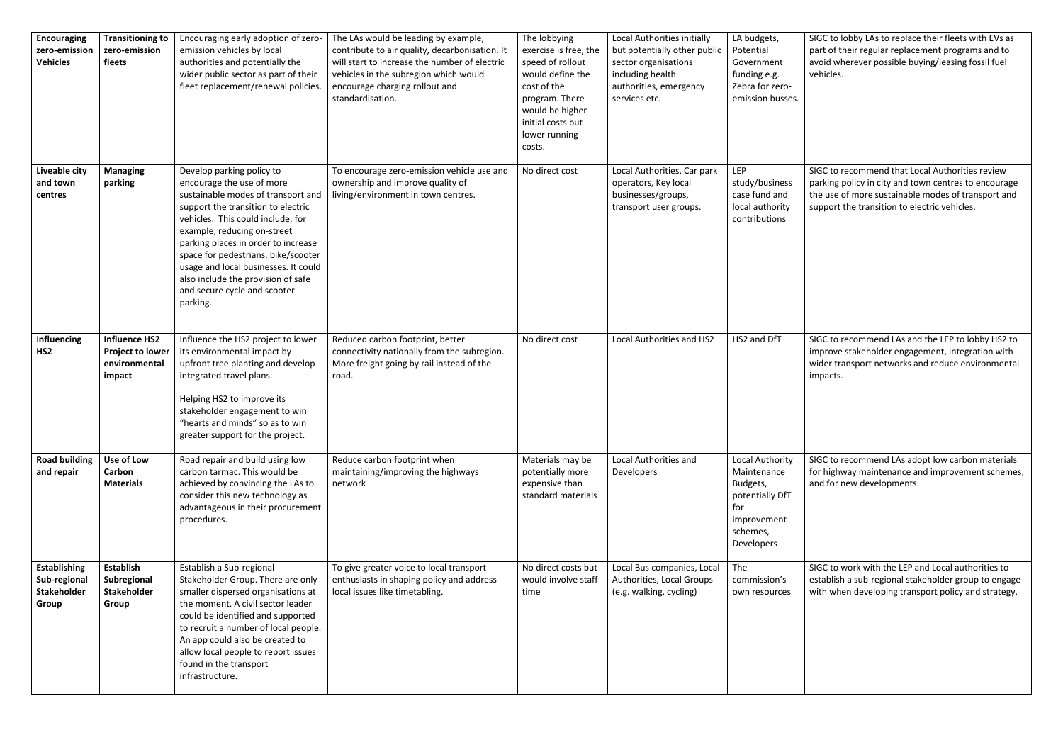| **Encouraging zero-emission Vehicles** | **Transitioning to zero-emission fleets** | Encouraging early adoption of zero-emission vehicles by local authorities and potentially the wider public sector as part of their fleet replacement/renewal policies. | The LAs would be leading by example, contribute to air quality, decarbonisation. It will start to increase the number of electric vehicles in the subregion which would encourage charging rollout and standardisation. | The lobbying exercise is free, the speed of rollout would define the cost of the program. There would be higher initial costs but lower running costs. | Local Authorities initially but potentially other public sector organisations including health authorities, emergency services etc. | LA budgets, Potential Government funding e.g. Zebra for zero-emission busses. | SIGC to lobby LAs to replace their fleets with EVs as part of their regular replacement programs and to avoid wherever possible buying/leasing fossil fuel vehicles. |
|---|---|---|---|---|---|---|---|
| **Liveable city and town centres** | **Managing parking** | Develop parking policy to encourage the use of more sustainable modes of transport and support the transition to electric vehicles. This could include, for example, reducing on-street parking places in order to increase space for pedestrians, bike/scooter usage and local businesses. It could also include the provision of safe and secure cycle and scooter parking. | To encourage zero-emission vehicle use and ownership and improve quality of living/environment in town centres. | No direct cost | Local Authorities, Car park operators, Key local businesses/groups, transport user groups. | LEP study/business case fund and local authority contributions | SIGC to recommend that Local Authorities review parking policy in city and town centres to encourage the use of more sustainable modes of transport and support the transition to electric vehicles. |
| **Influencing HS2** | **Influence HS2 Project to lower environmental impact** | Influence the HS2 project to lower its environmental impact by upfront tree planting and develop integrated travel plans.<br><br>Helping HS2 to improve its stakeholder engagement to win "hearts and minds" so as to win greater support for the project. | Reduced carbon footprint, better connectivity nationally from the subregion. More freight going by rail instead of the road. | No direct cost | Local Authorities and HS2 | HS2 and DfT | SIGC to recommend LAs and the LEP to lobby HS2 to improve stakeholder engagement, integration with wider transport networks and reduce environmental impacts. |
| **Road building and repair** | **Use of Low Carbon Materials** | Road repair and build using low carbon tarmac. This would be achieved by convincing the LAs to consider this new technology as advantageous in their procurement procedures. | Reduce carbon footprint when maintaining/improving the highways network | Materials may be potentially more expensive than standard materials | Local Authorities and Developers | Local Authority Maintenance Budgets, potentially DfT for improvement schemes, Developers | SIGC to recommend LAs adopt low carbon materials for highway maintenance and improvement schemes, and for new developments. |
| **Establishing Sub-regional Stakeholder Group** | **Establish Subregional Stakeholder Group** | Establish a Sub-regional Stakeholder Group. There are only smaller dispersed organisations at the moment. A civil sector leader could be identified and supported to recruit a number of local people. An app could also be created to allow local people to report issues found in the transport infrastructure. | To give greater voice to local transport enthusiasts in shaping policy and address local issues like timetabling. | No direct costs but would involve staff time | Local Bus companies, Local Authorities, Local Groups (e.g. walking, cycling) | The commission's own resources | SIGC to work with the LEP and Local authorities to establish a sub-regional stakeholder group to engage with when developing transport policy and strategy. |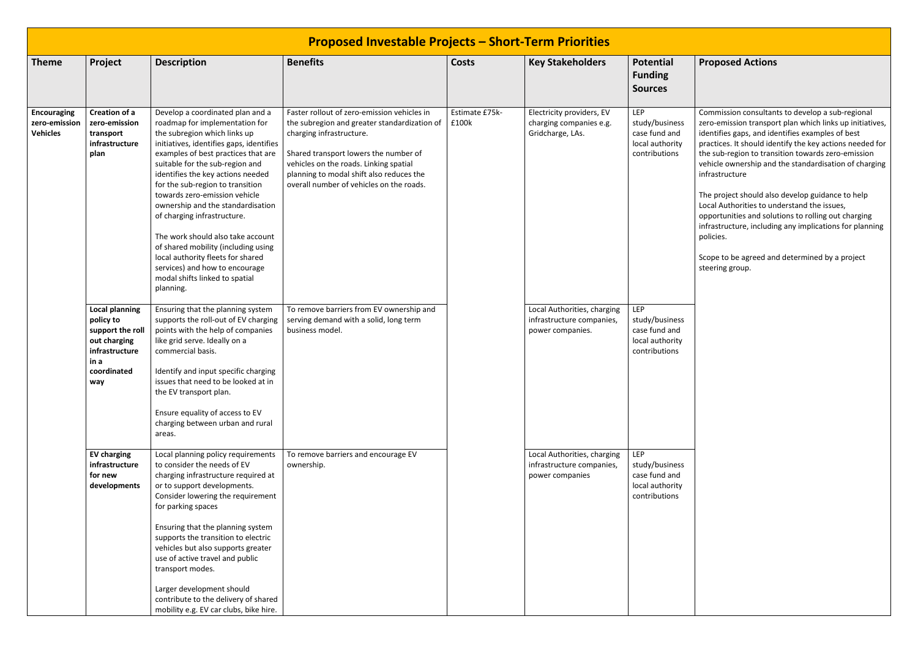# Proposed Investable Projects – Short-Term Priorities

| Theme | Project | Description | Benefits | Costs | Key Stakeholders | Potential Funding Sources | Proposed Actions |
|---|---|---|---|---|---|---|---|
| **Encouraging zero-emission Vehicles** | **Creation of a zero-emission transport infrastructure plan** | Develop a coordinated plan and a roadmap for implementation for the subregion which links up initiatives, identifies gaps, identifies examples of best practices that are suitable for the sub-region and identifies the key actions needed for the sub-region to transition towards zero-emission vehicle ownership and the standardisation of charging infrastructure.<br><br>The work should also take account of shared mobility (including using local authority fleets for shared services) and how to encourage modal shifts linked to spatial planning. | Faster rollout of zero-emission vehicles in the subregion and greater standardization of charging infrastructure.<br><br>Shared transport lowers the number of vehicles on the roads. Linking spatial planning to modal shift also reduces the overall number of vehicles on the roads. | Estimate £75k-£100k | Electricity providers, EV charging companies e.g. Gridcharge, LAs. | LEP study/business case fund and local authority contributions | Commission consultants to develop a sub-regional zero-emission transport plan which links up initiatives, identifies gaps, and identifies examples of best practices. It should identify the key actions needed for the sub-region to transition towards zero-emission vehicle ownership and the standardisation of charging infrastructure<br><br>The project should also develop guidance to help Local Authorities to understand the issues, opportunities and solutions to rolling out charging infrastructure, including any implications for planning policies.<br><br>Scope to be agreed and determined by a project steering group. |
| | **Local planning policy to support the roll out charging infrastructure in a coordinated way** | Ensuring that the planning system supports the roll-out of EV charging points with the help of companies like grid serve. Ideally on a commercial basis.<br><br>Identify and input specific charging issues that need to be looked at in the EV transport plan.<br><br>Ensure equality of access to EV charging between urban and rural areas. | To remove barriers from EV ownership and serving demand with a solid, long term business model. | | Local Authorities, charging infrastructure companies, power companies. | LEP study/business case fund and local authority contributions | |
| | **EV charging infrastructure for new developments** | Local planning policy requirements to consider the needs of EV charging infrastructure required at or to support developments. Consider lowering the requirement for parking spaces<br><br>Ensuring that the planning system supports the transition to electric vehicles but also supports greater use of active travel and public transport modes.<br><br>Larger development should contribute to the delivery of shared mobility e.g. EV car clubs, bike hire. | To remove barriers and encourage EV ownership. | | Local Authorities, charging infrastructure companies, power companies | LEP study/business case fund and local authority contributions | |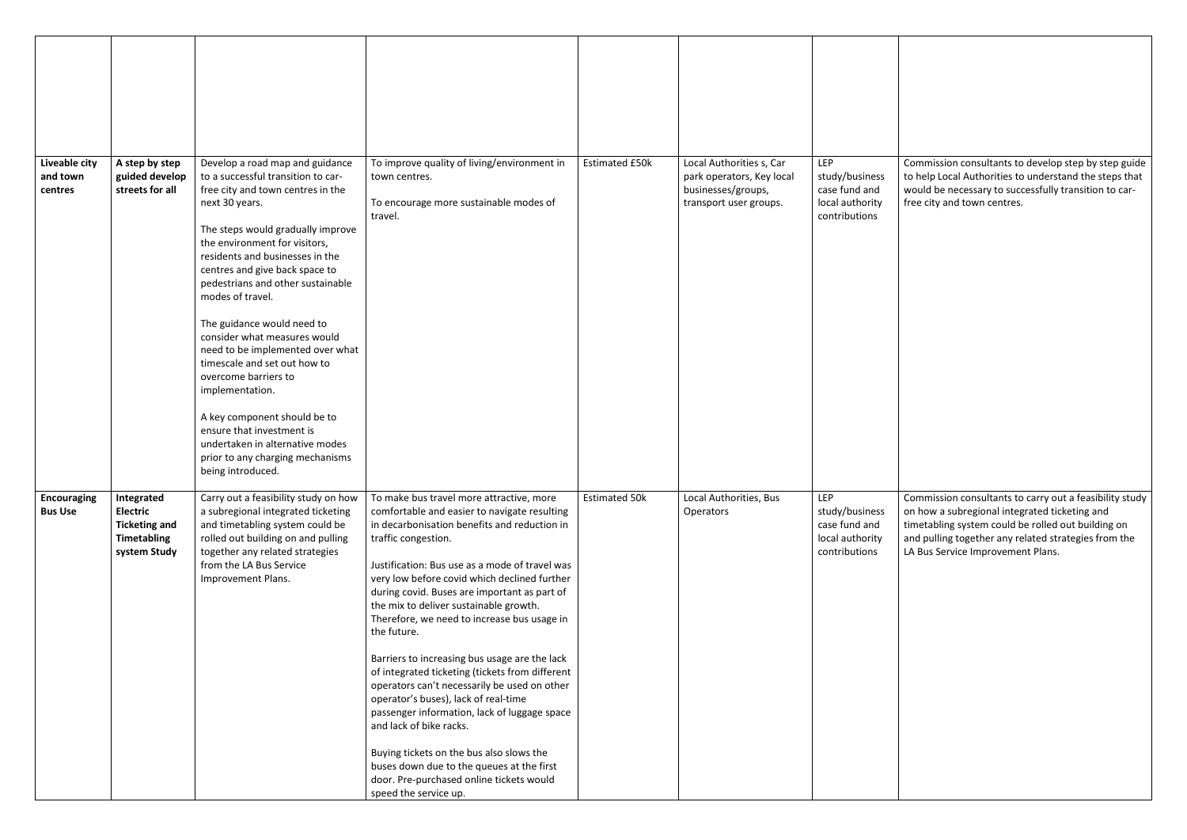| | | | | | | | |
|---|---|---|---|---|---|---|---|
| **Liveable city and town centres** | **A step by step guided develop streets for all** | Develop a road map and guidance to a successful transition to car-free city and town centres in the next 30 years.<br><br>The steps would gradually improve the environment for visitors, residents and businesses in the centres and give back space to pedestrians and other sustainable modes of travel.<br><br>The guidance would need to consider what measures would need to be implemented over what timescale and set out how to overcome barriers to implementation.<br><br>A key component should be to ensure that investment is undertaken in alternative modes prior to any charging mechanisms being introduced. | To improve quality of living/environment in town centres.<br><br>To encourage more sustainable modes of travel. | Estimated £50k | Local Authorities s, Car park operators, Key local businesses/groups, transport user groups. | LEP study/business case fund and local authority contributions | Commission consultants to develop step by step guide to help Local Authorities to understand the steps that would be necessary to successfully transition to car-free city and town centres. |
| **Encouraging Bus Use** | **Integrated Electric Ticketing and Timetabling system Study** | Carry out a feasibility study on how a subregional integrated ticketing and timetabling system could be rolled out building on and pulling together any related strategies from the LA Bus Service Improvement Plans. | To make bus travel more attractive, more comfortable and easier to navigate resulting in decarbonisation benefits and reduction in traffic congestion.<br><br>Justification: Bus use as a mode of travel was very low before covid which declined further during covid. Buses are important as part of the mix to deliver sustainable growth. Therefore, we need to increase bus usage in the future.<br><br>Barriers to increasing bus usage are the lack of integrated ticketing (tickets from different operators can't necessarily be used on other operator's buses), lack of real-time passenger information, lack of luggage space and lack of bike racks.<br><br>Buying tickets on the bus also slows the buses down due to the queues at the first door. Pre-purchased online tickets would speed the service up. | Estimated 50k | Local Authorities, Bus Operators | LEP study/business case fund and local authority contributions | Commission consultants to carry out a feasibility study on how a subregional integrated ticketing and timetabling system could be rolled out building on and pulling together any related strategies from the LA Bus Service Improvement Plans. |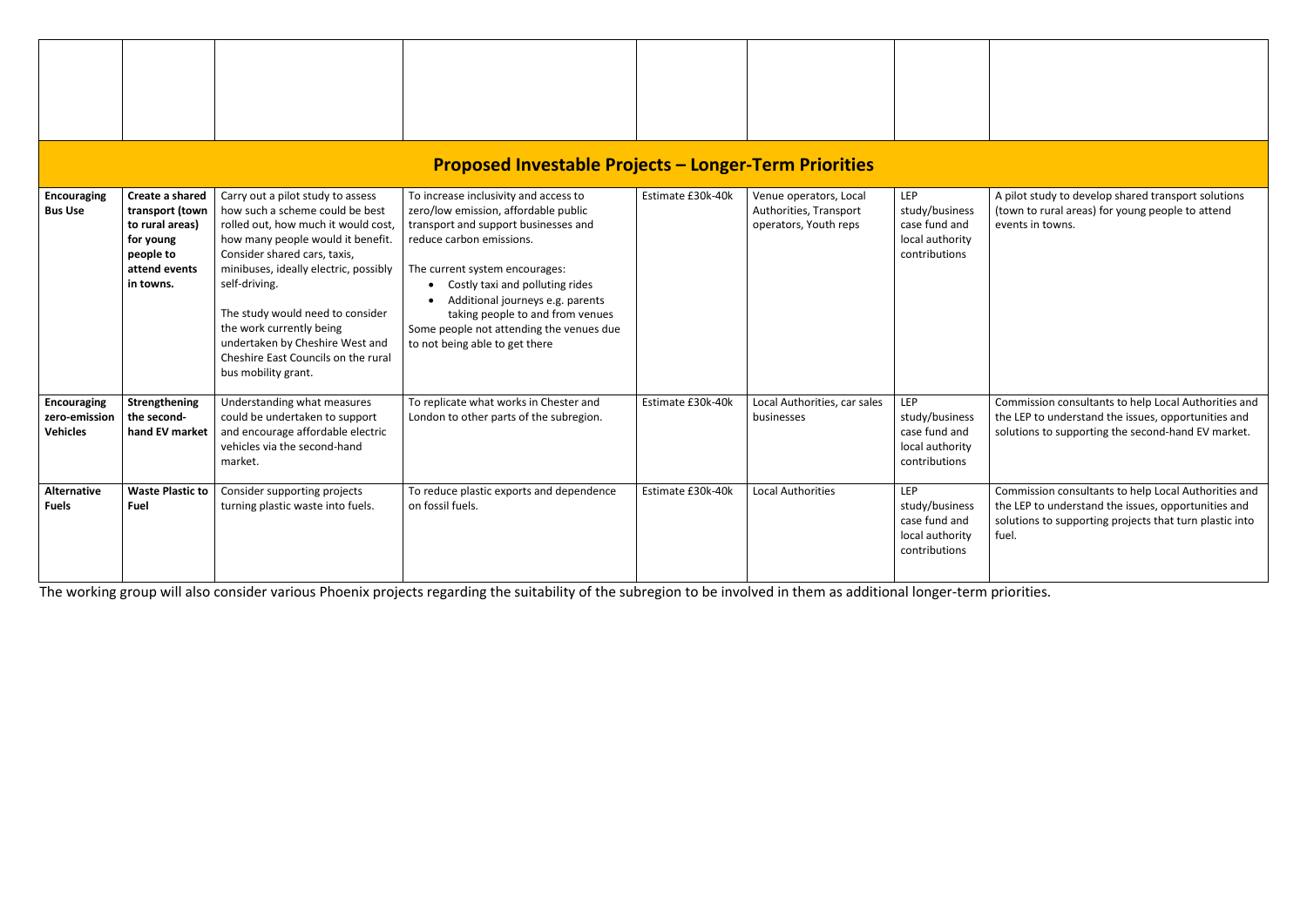| | | | | | | | |
|---|---|---|---|---|---|---|---|
| | | | | | | | |

## Proposed Investable Projects – Longer-Term Priorities

| | | | | | | | |
|---|---|---|---|---|---|---|---|
| **Encouraging Bus Use** | **Create a shared transport (town to rural areas) for young people to attend events in towns.** | Carry out a pilot study to assess how such a scheme could be best rolled out, how much it would cost, how many people would it benefit. Consider shared cars, taxis, minibuses, ideally electric, possibly self-driving.<br><br>The study would need to consider the work currently being undertaken by Cheshire West and Cheshire East Councils on the rural bus mobility grant. | To increase inclusivity and access to zero/low emission, affordable public transport and support businesses and reduce carbon emissions.<br><br>The current system encourages:<br>• Costly taxi and polluting rides<br>• Additional journeys e.g. parents taking people to and from venues<br>Some people not attending the venues due to not being able to get there | Estimate £30k-40k | Venue operators, Local Authorities, Transport operators, Youth reps | LEP study/business case fund and local authority contributions | A pilot study to develop shared transport solutions (town to rural areas) for young people to attend events in towns. |
| **Encouraging zero-emission Vehicles** | **Strengthening the second-hand EV market** | Understanding what measures could be undertaken to support and encourage affordable electric vehicles via the second-hand market. | To replicate what works in Chester and London to other parts of the subregion. | Estimate £30k-40k | Local Authorities, car sales businesses | LEP study/business case fund and local authority contributions | Commission consultants to help Local Authorities and the LEP to understand the issues, opportunities and solutions to supporting the second-hand EV market. |
| **Alternative Fuels** | **Waste Plastic to Fuel** | Consider supporting projects turning plastic waste into fuels. | To reduce plastic exports and dependence on fossil fuels. | Estimate £30k-40k | Local Authorities | LEP study/business case fund and local authority contributions | Commission consultants to help Local Authorities and the LEP to understand the issues, opportunities and solutions to supporting projects that turn plastic into fuel. |

The working group will also consider various Phoenix projects regarding the suitability of the subregion to be involved in them as additional longer-term priorities.